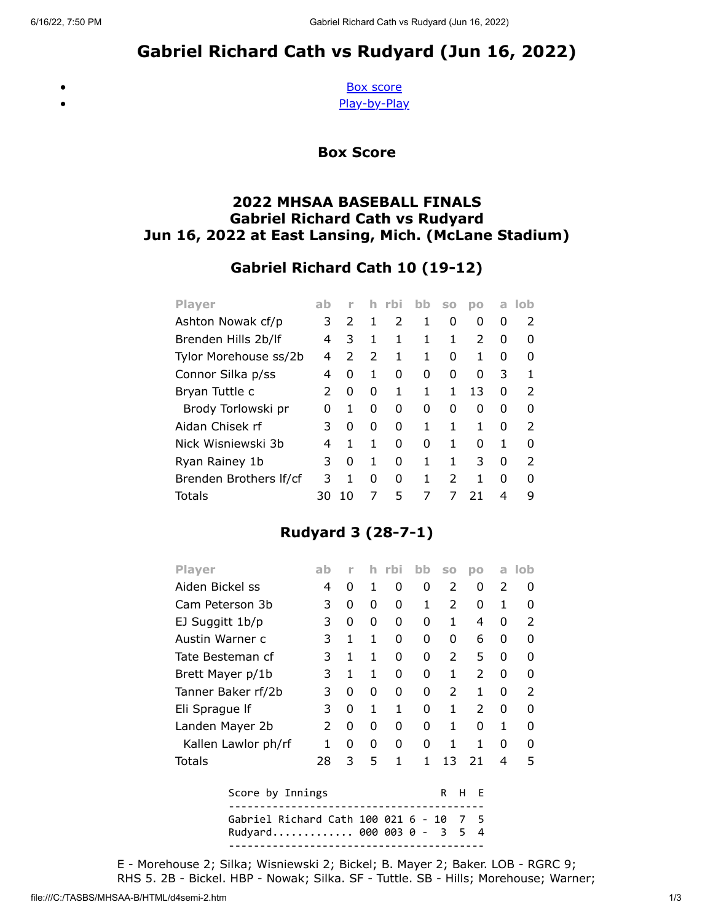# Gabriel Richard Cath vs Rudyard (Jun 16, 2022)

- Box score
- Play-by-Play

## Box Score

### 2022 MHSAA BASEBALL FINALS
### Gabriel Richard Cath vs Rudyard
### Jun 16, 2022 at East Lansing, Mich. (McLane Stadium)

### Gabriel Richard Cath 10 (19-12)

| Player | ab | r | h | rbi | bb | so | po | a | lob |
|---|---|---|---|---|---|---|---|---|---|
| Ashton Nowak cf/p | 3 | 2 | 1 | 2 | 1 | 0 | 0 | 0 | 2 |
| Brenden Hills 2b/lf | 4 | 3 | 1 | 1 | 1 | 1 | 2 | 0 | 0 |
| Tylor Morehouse ss/2b | 4 | 2 | 2 | 1 | 1 | 0 | 1 | 0 | 0 |
| Connor Silka p/ss | 4 | 0 | 1 | 0 | 0 | 0 | 0 | 3 | 1 |
| Bryan Tuttle c | 2 | 0 | 0 | 1 | 1 | 1 | 13 | 0 | 2 |
| Brody Torlowski pr | 0 | 1 | 0 | 0 | 0 | 0 | 0 | 0 | 0 |
| Aidan Chisek rf | 3 | 0 | 0 | 0 | 1 | 1 | 1 | 0 | 2 |
| Nick Wisniewski 3b | 4 | 1 | 1 | 0 | 0 | 1 | 0 | 1 | 0 |
| Ryan Rainey 1b | 3 | 0 | 1 | 0 | 1 | 1 | 3 | 0 | 2 |
| Brenden Brothers lf/cf | 3 | 1 | 0 | 0 | 1 | 2 | 1 | 0 | 0 |
| Totals | 30 | 10 | 7 | 5 | 7 | 7 | 21 | 4 | 9 |

### Rudyard 3 (28-7-1)

| Player | ab | r | h | rbi | bb | so | po | a | lob |
|---|---|---|---|---|---|---|---|---|---|
| Aiden Bickel ss | 4 | 0 | 1 | 0 | 0 | 2 | 0 | 2 | 0 |
| Cam Peterson 3b | 3 | 0 | 0 | 0 | 1 | 2 | 0 | 1 | 0 |
| EJ Suggitt 1b/p | 3 | 0 | 0 | 0 | 0 | 1 | 4 | 0 | 2 |
| Austin Warner c | 3 | 1 | 1 | 0 | 0 | 0 | 6 | 0 | 0 |
| Tate Besteman cf | 3 | 1 | 1 | 0 | 0 | 2 | 5 | 0 | 0 |
| Brett Mayer p/1b | 3 | 1 | 1 | 0 | 0 | 1 | 2 | 0 | 0 |
| Tanner Baker rf/2b | 3 | 0 | 0 | 0 | 0 | 2 | 1 | 0 | 2 |
| Eli Sprague lf | 3 | 0 | 1 | 1 | 0 | 1 | 2 | 0 | 0 |
| Landen Mayer 2b | 2 | 0 | 0 | 0 | 0 | 1 | 0 | 1 | 0 |
| Kallen Lawlor ph/rf | 1 | 0 | 0 | 0 | 0 | 1 | 1 | 0 | 0 |
| Totals | 28 | 3 | 5 | 1 | 1 | 13 | 21 | 4 | 5 |

```
Score by Innings                        R  H  E
-----------------------------------------------
Gabriel Richard Cath 100 021 6 -  10  7  5
Rudyard............. 000 003 0 -   3  5  4
-----------------------------------------------
```

E - Morehouse 2; Silka; Wisniewski 2; Bickel; B. Mayer 2; Baker. LOB - RGRC 9; RHS 5. 2B - Bickel. HBP - Nowak; Silka. SF - Tuttle. SB - Hills; Morehouse; Warner;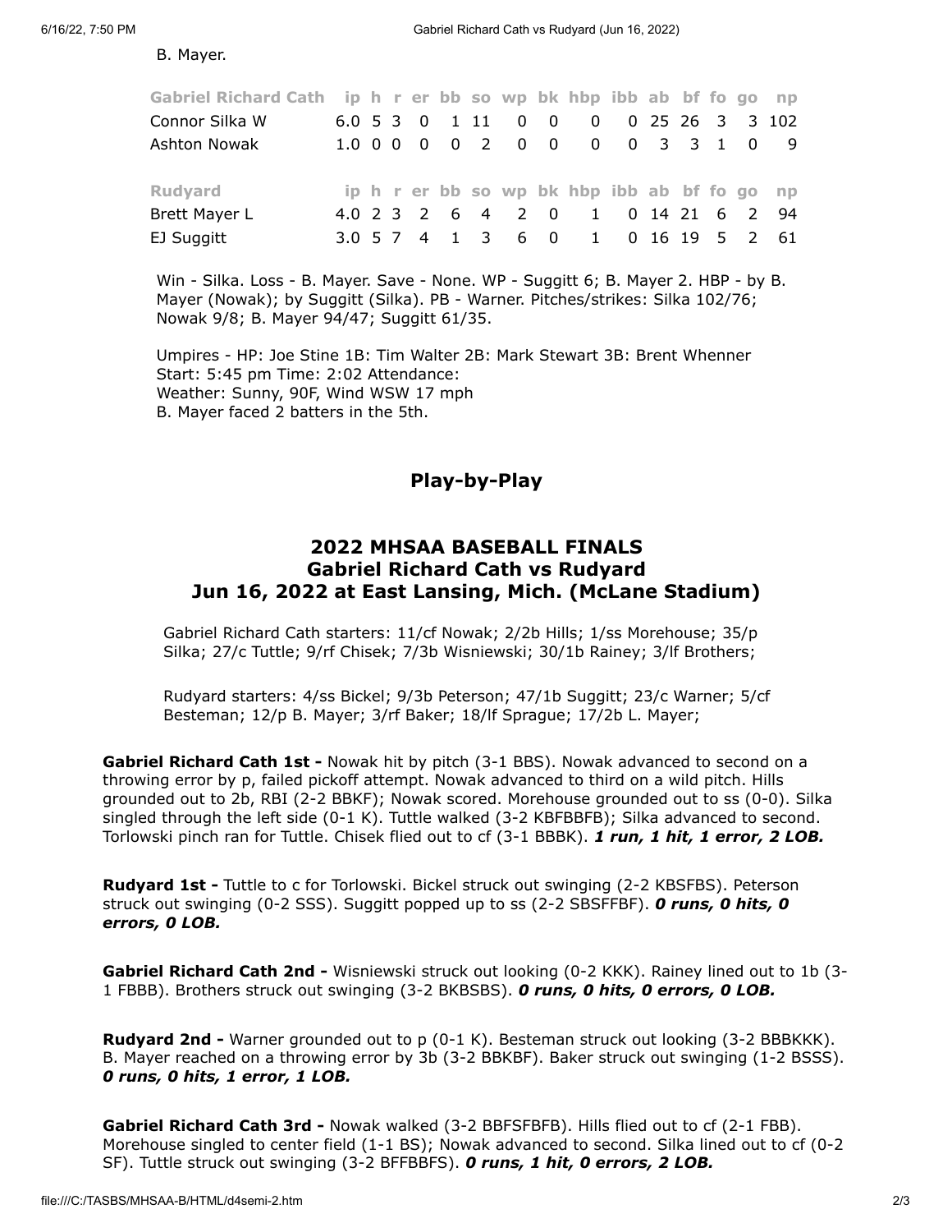B. Mayer.

| Gabriel Richard Cath | ip | h | r | er | bb | so | wp | bk | hbp | ibb | ab | bf | fo | go | np |
|---|---|---|---|---|---|---|---|---|---|---|---|---|---|---|---|
| Connor Silka W | 6.0 | 5 | 3 | 0 | 1 | 11 | 0 | 0 | 0 | 0 | 25 | 26 | 3 | 3 | 102 |
| Ashton Nowak | 1.0 | 0 | 0 | 0 | 0 | 2 | 0 | 0 | 0 | 0 | 3 | 3 | 1 | 0 | 9 |

| Rudyard | ip | h | r | er | bb | so | wp | bk | hbp | ibb | ab | bf | fo | go | np |
|---|---|---|---|---|---|---|---|---|---|---|---|---|---|---|---|
| Brett Mayer L | 4.0 | 2 | 3 | 2 | 6 | 4 | 2 | 0 | 1 | 0 | 14 | 21 | 6 | 2 | 94 |
| EJ Suggitt | 3.0 | 5 | 7 | 4 | 1 | 3 | 6 | 0 | 1 | 0 | 16 | 19 | 5 | 2 | 61 |

Win - Silka. Loss - B. Mayer. Save - None. WP - Suggitt 6; B. Mayer 2. HBP - by B. Mayer (Nowak); by Suggitt (Silka). PB - Warner. Pitches/strikes: Silka 102/76; Nowak 9/8; B. Mayer 94/47; Suggitt 61/35.

Umpires - HP: Joe Stine 1B: Tim Walter 2B: Mark Stewart 3B: Brent Whenner
Start: 5:45 pm Time: 2:02 Attendance:
Weather: Sunny, 90F, Wind WSW 17 mph
B. Mayer faced 2 batters in the 5th.

## Play-by-Play

### 2022 MHSAA BASEBALL FINALS
### Gabriel Richard Cath vs Rudyard
### Jun 16, 2022 at East Lansing, Mich. (McLane Stadium)

Gabriel Richard Cath starters: 11/cf Nowak; 2/2b Hills; 1/ss Morehouse; 35/p Silka; 27/c Tuttle; 9/rf Chisek; 7/3b Wisniewski; 30/1b Rainey; 3/lf Brothers;

Rudyard starters: 4/ss Bickel; 9/3b Peterson; 47/1b Suggitt; 23/c Warner; 5/cf Besteman; 12/p B. Mayer; 3/rf Baker; 18/lf Sprague; 17/2b L. Mayer;

**Gabriel Richard Cath 1st -** Nowak hit by pitch (3-1 BBS). Nowak advanced to second on a throwing error by p, failed pickoff attempt. Nowak advanced to third on a wild pitch. Hills grounded out to 2b, RBI (2-2 BBKF); Nowak scored. Morehouse grounded out to ss (0-0). Silka singled through the left side (0-1 K). Tuttle walked (3-2 KBFBBFB); Silka advanced to second. Torlowski pinch ran for Tuttle. Chisek flied out to cf (3-1 BBBK). ***1 run, 1 hit, 1 error, 2 LOB.***

**Rudyard 1st -** Tuttle to c for Torlowski. Bickel struck out swinging (2-2 KBSFBS). Peterson struck out swinging (0-2 SSS). Suggitt popped up to ss (2-2 SBSFFBF). ***0 runs, 0 hits, 0 errors, 0 LOB.***

**Gabriel Richard Cath 2nd -** Wisniewski struck out looking (0-2 KKK). Rainey lined out to 1b (3-1 FBBB). Brothers struck out swinging (3-2 BKBSBS). ***0 runs, 0 hits, 0 errors, 0 LOB.***

**Rudyard 2nd -** Warner grounded out to p (0-1 K). Besteman struck out looking (3-2 BBBKKK). B. Mayer reached on a throwing error by 3b (3-2 BBKBF). Baker struck out swinging (1-2 BSSS). ***0 runs, 0 hits, 1 error, 1 LOB.***

**Gabriel Richard Cath 3rd -** Nowak walked (3-2 BBFSFBFB). Hills flied out to cf (2-1 FBB). Morehouse singled to center field (1-1 BS); Nowak advanced to second. Silka lined out to cf (0-2 SF). Tuttle struck out swinging (3-2 BFFBBFS). ***0 runs, 1 hit, 0 errors, 2 LOB.***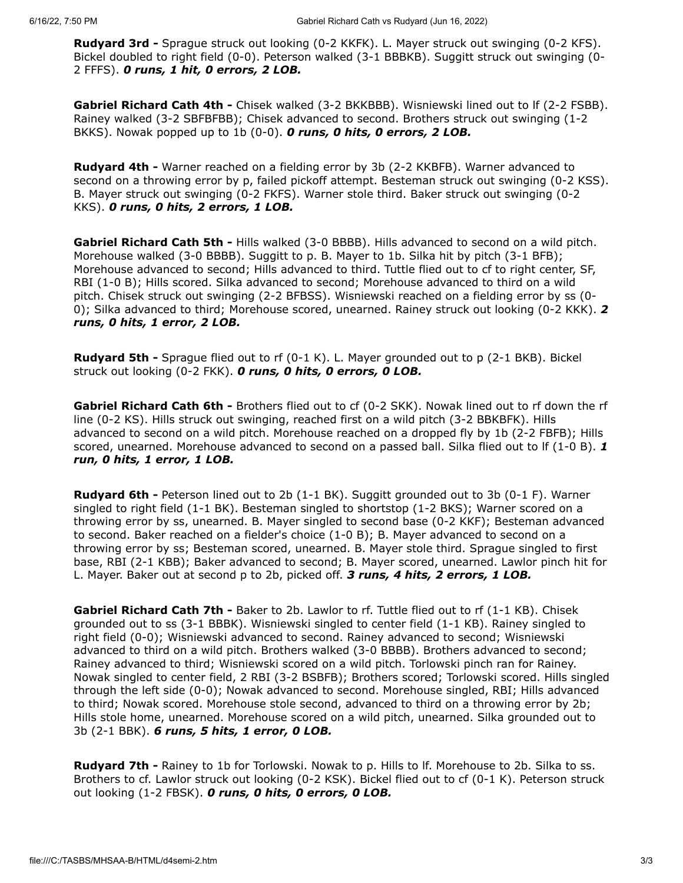**Rudyard 3rd -** Sprague struck out looking (0-2 KKFK). L. Mayer struck out swinging (0-2 KFS). Bickel doubled to right field (0-0). Peterson walked (3-1 BBBKB). Suggitt struck out swinging (0-2 FFFS). ***0 runs, 1 hit, 0 errors, 2 LOB.***

**Gabriel Richard Cath 4th -** Chisek walked (3-2 BKKBBB). Wisniewski lined out to lf (2-2 FSBB). Rainey walked (3-2 SBFBFBB); Chisek advanced to second. Brothers struck out swinging (1-2 BKKS). Nowak popped up to 1b (0-0). ***0 runs, 0 hits, 0 errors, 2 LOB.***

**Rudyard 4th -** Warner reached on a fielding error by 3b (2-2 KKBFB). Warner advanced to second on a throwing error by p, failed pickoff attempt. Besteman struck out swinging (0-2 KSS). B. Mayer struck out swinging (0-2 FKFS). Warner stole third. Baker struck out swinging (0-2 KKS). ***0 runs, 0 hits, 2 errors, 1 LOB.***

**Gabriel Richard Cath 5th -** Hills walked (3-0 BBBB). Hills advanced to second on a wild pitch. Morehouse walked (3-0 BBBB). Suggitt to p. B. Mayer to 1b. Silka hit by pitch (3-1 BFB); Morehouse advanced to second; Hills advanced to third. Tuttle flied out to cf to right center, SF, RBI (1-0 B); Hills scored. Silka advanced to second; Morehouse advanced to third on a wild pitch. Chisek struck out swinging (2-2 BFBSS). Wisniewski reached on a fielding error by ss (0-0); Silka advanced to third; Morehouse scored, unearned. Rainey struck out looking (0-2 KKK). ***2 runs, 0 hits, 1 error, 2 LOB.***

**Rudyard 5th -** Sprague flied out to rf (0-1 K). L. Mayer grounded out to p (2-1 BKB). Bickel struck out looking (0-2 FKK). ***0 runs, 0 hits, 0 errors, 0 LOB.***

**Gabriel Richard Cath 6th -** Brothers flied out to cf (0-2 SKK). Nowak lined out to rf down the rf line (0-2 KS). Hills struck out swinging, reached first on a wild pitch (3-2 BBKBFK). Hills advanced to second on a wild pitch. Morehouse reached on a dropped fly by 1b (2-2 FBFB); Hills scored, unearned. Morehouse advanced to second on a passed ball. Silka flied out to lf (1-0 B). ***1 run, 0 hits, 1 error, 1 LOB.***

**Rudyard 6th -** Peterson lined out to 2b (1-1 BK). Suggitt grounded out to 3b (0-1 F). Warner singled to right field (1-1 BK). Besteman singled to shortstop (1-2 BKS); Warner scored on a throwing error by ss, unearned. B. Mayer singled to second base (0-2 KKF); Besteman advanced to second. Baker reached on a fielder's choice (1-0 B); B. Mayer advanced to second on a throwing error by ss; Besteman scored, unearned. B. Mayer stole third. Sprague singled to first base, RBI (2-1 KBB); Baker advanced to second; B. Mayer scored, unearned. Lawlor pinch hit for L. Mayer. Baker out at second p to 2b, picked off. ***3 runs, 4 hits, 2 errors, 1 LOB.***

**Gabriel Richard Cath 7th -** Baker to 2b. Lawlor to rf. Tuttle flied out to rf (1-1 KB). Chisek grounded out to ss (3-1 BBBK). Wisniewski singled to center field (1-1 KB). Rainey singled to right field (0-0); Wisniewski advanced to second. Rainey advanced to second; Wisniewski advanced to third on a wild pitch. Brothers walked (3-0 BBBB). Brothers advanced to second; Rainey advanced to third; Wisniewski scored on a wild pitch. Torlowski pinch ran for Rainey. Nowak singled to center field, 2 RBI (3-2 BSBFB); Brothers scored; Torlowski scored. Hills singled through the left side (0-0); Nowak advanced to second. Morehouse singled, RBI; Hills advanced to third; Nowak scored. Morehouse stole second, advanced to third on a throwing error by 2b; Hills stole home, unearned. Morehouse scored on a wild pitch, unearned. Silka grounded out to 3b (2-1 BBK). ***6 runs, 5 hits, 1 error, 0 LOB.***

**Rudyard 7th -** Rainey to 1b for Torlowski. Nowak to p. Hills to lf. Morehouse to 2b. Silka to ss. Brothers to cf. Lawlor struck out looking (0-2 KSK). Bickel flied out to cf (0-1 K). Peterson struck out looking (1-2 FBSK). ***0 runs, 0 hits, 0 errors, 0 LOB.***